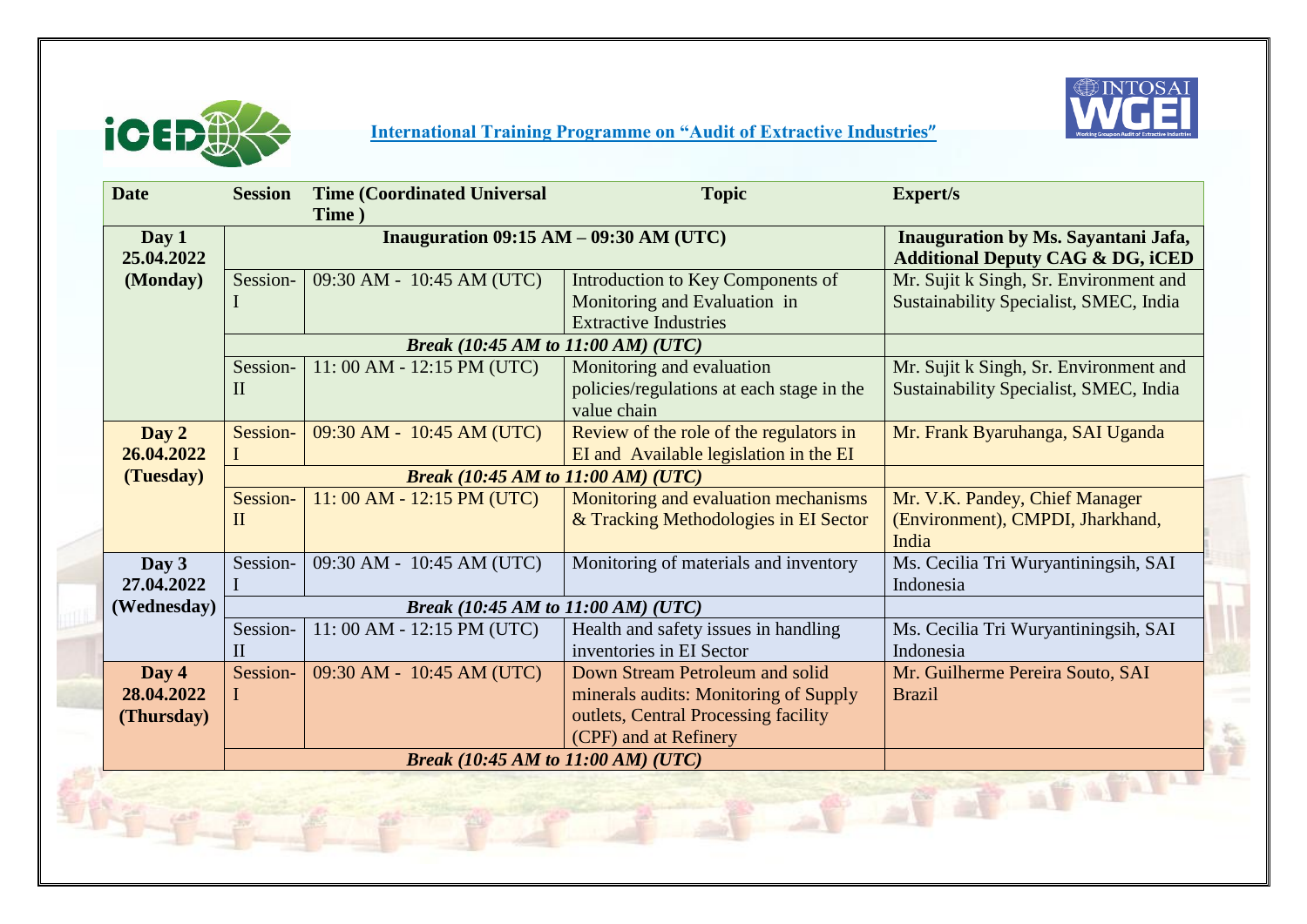## International Training Programme on "Audit of Extractive Industries"

| Date | Session | Time (Coordinated Universal Time ) | Topic | Expert/s |
|---|---|---|---|---|
| **Day 1 25.04.2022 (Monday)** | **Inauguration 09:15 AM – 09:30 AM (UTC)** | | | **Inauguration by Ms. Sayantani Jafa, Additional Deputy CAG & DG, iCED** |
| | Session-I | 09:30 AM - 10:45 AM (UTC) | Introduction to Key Components of Monitoring and Evaluation in Extractive Industries | Mr. Sujit k Singh, Sr. Environment and Sustainability Specialist, SMEC, India |
| | ***Break (10:45 AM to 11:00 AM) (UTC)*** | | | |
| | Session-II | 11: 00 AM - 12:15 PM (UTC) | Monitoring and evaluation policies/regulations at each stage in the value chain | Mr. Sujit k Singh, Sr. Environment and Sustainability Specialist, SMEC, India |
| **Day 2 26.04.2022 (Tuesday)** | Session-I | 09:30 AM - 10:45 AM (UTC) | Review of the role of the regulators in EI and Available legislation in the EI | Mr. Frank Byaruhanga, SAI Uganda |
| | ***Break (10:45 AM to 11:00 AM) (UTC)*** | | | |
| | Session-II | 11: 00 AM - 12:15 PM (UTC) | Monitoring and evaluation mechanisms & Tracking Methodologies in EI Sector | Mr. V.K. Pandey, Chief Manager (Environment), CMPDI, Jharkhand, India |
| **Day 3 27.04.2022 (Wednesday)** | Session-I | 09:30 AM - 10:45 AM (UTC) | Monitoring of materials and inventory | Ms. Cecilia Tri Wuryantiningsih, SAI Indonesia |
| | ***Break (10:45 AM to 11:00 AM) (UTC)*** | | | |
| | Session-II | 11: 00 AM - 12:15 PM (UTC) | Health and safety issues in handling inventories in EI Sector | Ms. Cecilia Tri Wuryantiningsih, SAI Indonesia |
| **Day 4 28.04.2022 (Thursday)** | Session-I | 09:30 AM - 10:45 AM (UTC) | Down Stream Petroleum and solid minerals audits: Monitoring of Supply outlets, Central Processing facility (CPF) and at Refinery | Mr. Guilherme Pereira Souto, SAI Brazil |
| | ***Break (10:45 AM to 11:00 AM) (UTC)*** | | | |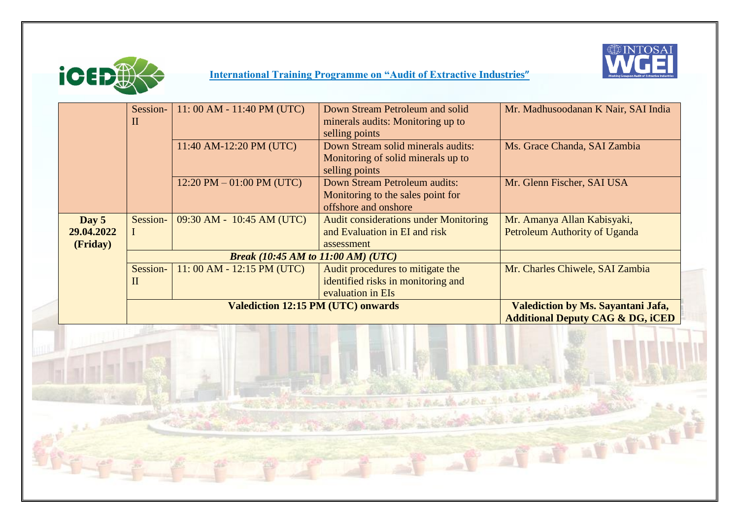**International Training Programme on "Audit of Extractive Industries"**

| | | | | |
|---|---|---|---|---|
| | Session-II | 11: 00 AM - 11:40 PM (UTC) | Down Stream Petroleum and solid minerals audits: Monitoring up to selling points | Mr. Madhusoodanan K Nair, SAI India |
| | | 11:40 AM-12:20 PM (UTC) | Down Stream solid minerals audits: Monitoring of solid minerals up to selling points | Ms. Grace Chanda, SAI Zambia |
| | | 12:20 PM – 01:00 PM (UTC) | Down Stream Petroleum audits: Monitoring to the sales point for offshore and onshore | Mr. Glenn Fischer, SAI USA |
| **Day 5 29.04.2022 (Friday)** | Session-I | 09:30 AM - 10:45 AM (UTC) | Audit considerations under Monitoring and Evaluation in EI and risk assessment | Mr. Amanya Allan Kabisyaki, Petroleum Authority of Uganda |
| | ***Break (10:45 AM to 11:00 AM) (UTC)*** | | | |
| | Session-II | 11: 00 AM - 12:15 PM (UTC) | Audit procedures to mitigate the identified risks in monitoring and evaluation in EIs | Mr. Charles Chiwele, SAI Zambia |
| | **Valediction 12:15 PM (UTC) onwards** | | | **Valediction by Ms. Sayantani Jafa, Additional Deputy CAG & DG, iCED** |